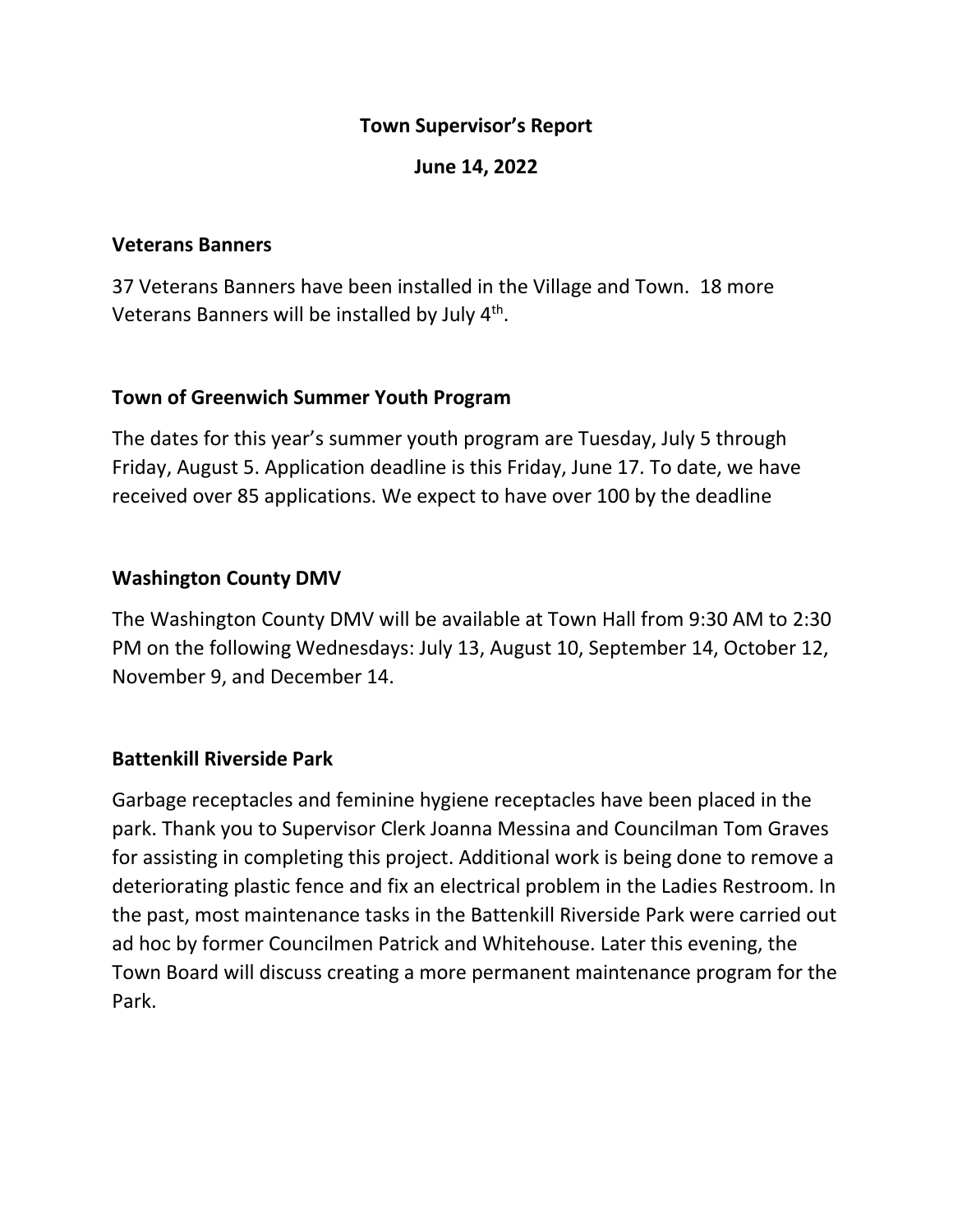# Town Supervisor's Report

## June 14, 2022

### Veterans Banners

37 Veterans Banners have been installed in the Village and Town. 18 more Veterans Banners will be installed by July 4th.

### Town of Greenwich Summer Youth Program

The dates for this year's summer youth program are Tuesday, July 5 through Friday, August 5. Application deadline is this Friday, June 17. To date, we have received over 85 applications. We expect to have over 100 by the deadline

### Washington County DMV

The Washington County DMV will be available at Town Hall from 9:30 AM to 2:30 PM on the following Wednesdays: July 13, August 10, September 14, October 12, November 9, and December 14.

### Battenkill Riverside Park

Garbage receptacles and feminine hygiene receptacles have been placed in the park. Thank you to Supervisor Clerk Joanna Messina and Councilman Tom Graves for assisting in completing this project. Additional work is being done to remove a deteriorating plastic fence and fix an electrical problem in the Ladies Restroom. In the past, most maintenance tasks in the Battenkill Riverside Park were carried out ad hoc by former Councilmen Patrick and Whitehouse. Later this evening, the Town Board will discuss creating a more permanent maintenance program for the Park.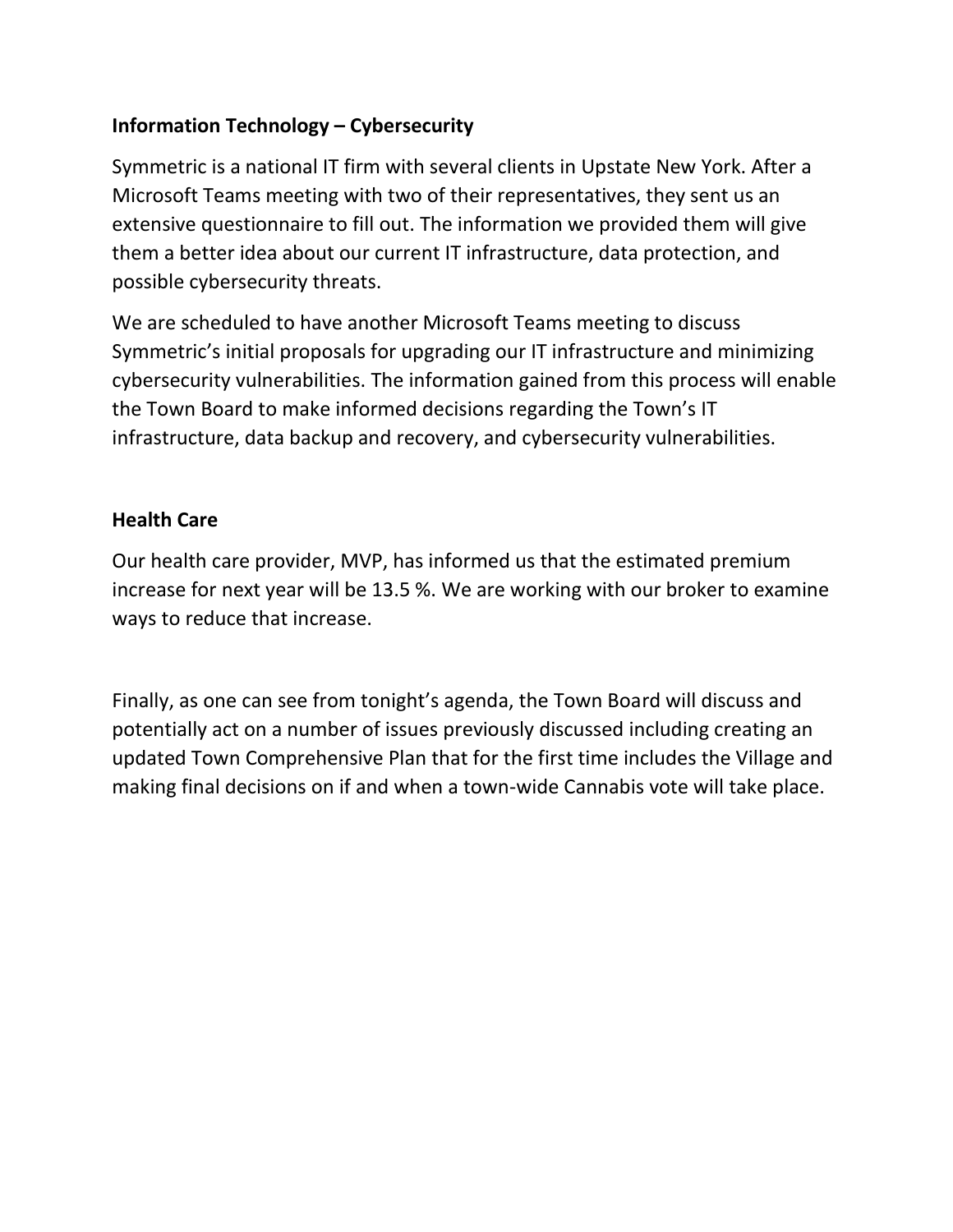**Information Technology – Cybersecurity**

Symmetric is a national IT firm with several clients in Upstate New York. After a Microsoft Teams meeting with two of their representatives, they sent us an extensive questionnaire to fill out. The information we provided them will give them a better idea about our current IT infrastructure, data protection, and possible cybersecurity threats.

We are scheduled to have another Microsoft Teams meeting to discuss Symmetric's initial proposals for upgrading our IT infrastructure and minimizing cybersecurity vulnerabilities. The information gained from this process will enable the Town Board to make informed decisions regarding the Town's IT infrastructure, data backup and recovery, and cybersecurity vulnerabilities.

**Health Care**

Our health care provider, MVP, has informed us that the estimated premium increase for next year will be 13.5 %. We are working with our broker to examine ways to reduce that increase.

Finally, as one can see from tonight's agenda, the Town Board will discuss and potentially act on a number of issues previously discussed including creating an updated Town Comprehensive Plan that for the first time includes the Village and making final decisions on if and when a town-wide Cannabis vote will take place.